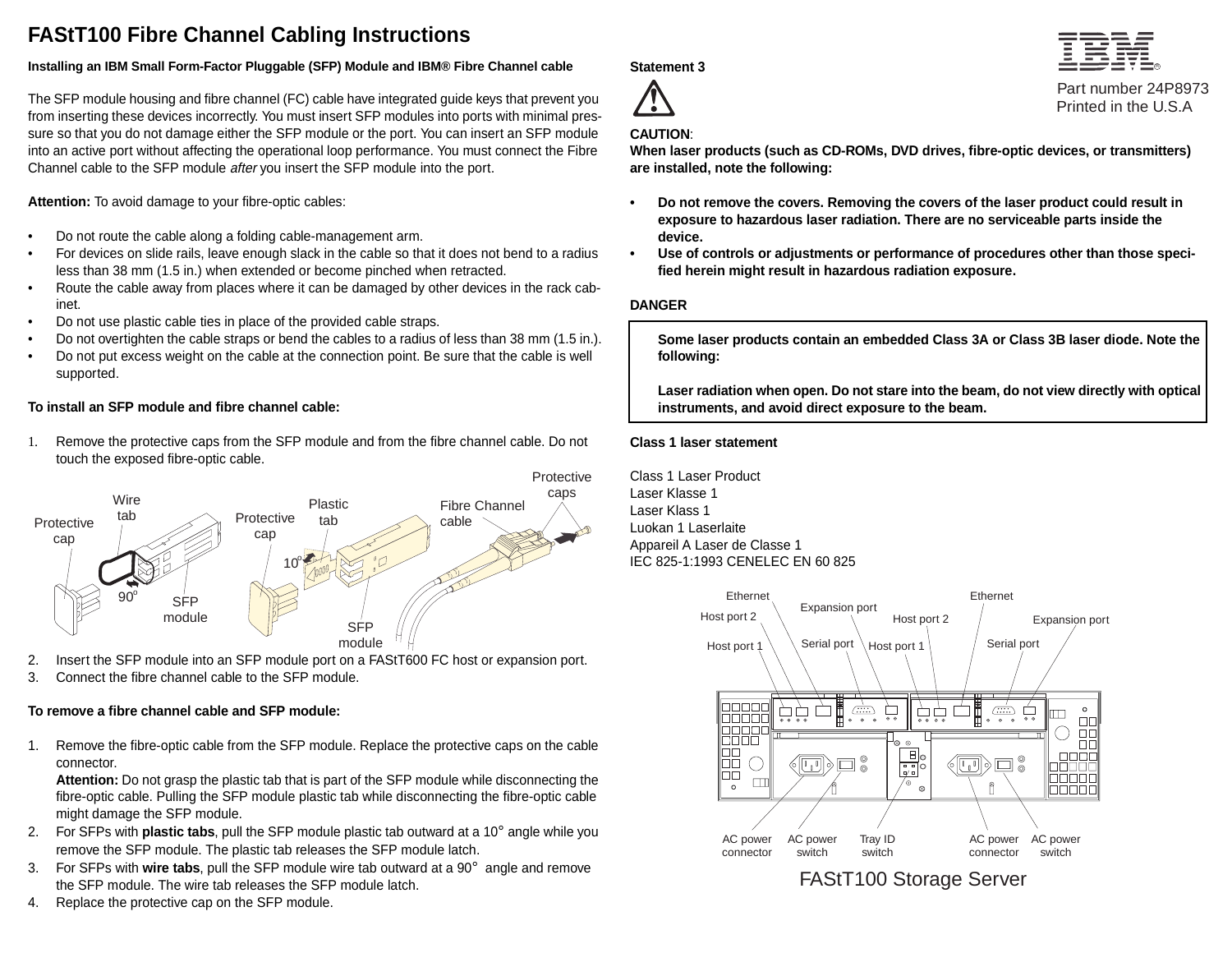# FAStT100 Fibre Channel Cabling Instructions

Part number 24P8973
Printed in the U.S.A

**Installing an IBM Small Form-Factor Pluggable (SFP) Module and IBM® Fibre Channel cable**

The SFP module housing and fibre channel (FC) cable have integrated guide keys that prevent you from inserting these devices incorrectly. You must insert SFP modules into ports with minimal pressure so that you do not damage either the SFP module or the port. You can insert an SFP module into an active port without affecting the operational loop performance. You must connect the Fibre Channel cable to the SFP module *after* you insert the SFP module into the port.

**Attention:** To avoid damage to your fibre-optic cables:

- Do not route the cable along a folding cable-management arm.
- For devices on slide rails, leave enough slack in the cable so that it does not bend to a radius less than 38 mm (1.5 in.) when extended or become pinched when retracted.
- Route the cable away from places where it can be damaged by other devices in the rack cabinet.
- Do not use plastic cable ties in place of the provided cable straps.
- Do not overtighten the cable straps or bend the cables to a radius of less than 38 mm (1.5 in.).
- Do not put excess weight on the cable at the connection point. Be sure that the cable is well supported.

**To install an SFP module and fibre channel cable:**

1. Remove the protective caps from the SFP module and from the fibre channel cable. Do not touch the exposed fibre-optic cable.
2. Insert the SFP module into an SFP module port on a FAStT600 FC host or expansion port.
3. Connect the fibre channel cable to the SFP module.

**To remove a fibre channel cable and SFP module:**

1. Remove the fibre-optic cable from the SFP module. Replace the protective caps on the cable connector.
   **Attention:** Do not grasp the plastic tab that is part of the SFP module while disconnecting the fibre-optic cable. Pulling the SFP module plastic tab while disconnecting the fibre-optic cable might damage the SFP module.
2. For SFPs with **plastic tabs**, pull the SFP module plastic tab outward at a 10° angle while you remove the SFP module. The plastic tab releases the SFP module latch.
3. For SFPs with **wire tabs**, pull the SFP module wire tab outward at a 90° angle and remove the SFP module. The wire tab releases the SFP module latch.
4. Replace the protective cap on the SFP module.

**Statement 3**

**CAUTION**:
**When laser products (such as CD-ROMs, DVD drives, fibre-optic devices, or transmitters) are installed, note the following:**

- **Do not remove the covers. Removing the covers of the laser product could result in exposure to hazardous laser radiation. There are no serviceable parts inside the device.**
- **Use of controls or adjustments or performance of procedures other than those specified herein might result in hazardous radiation exposure.**

**DANGER**

> **Some laser products contain an embedded Class 3A or Class 3B laser diode. Note the following:**
>
> **Laser radiation when open. Do not stare into the beam, do not view directly with optical instruments, and avoid direct exposure to the beam.**

**Class 1 laser statement**

Class 1 Laser Product
Laser Klasse 1
Laser Klass 1
Luokan 1 Laserlaite
Appareil A Laser de Classe 1
IEC 825-1:1993 CENELEC EN 60 825

FAStT100 Storage Server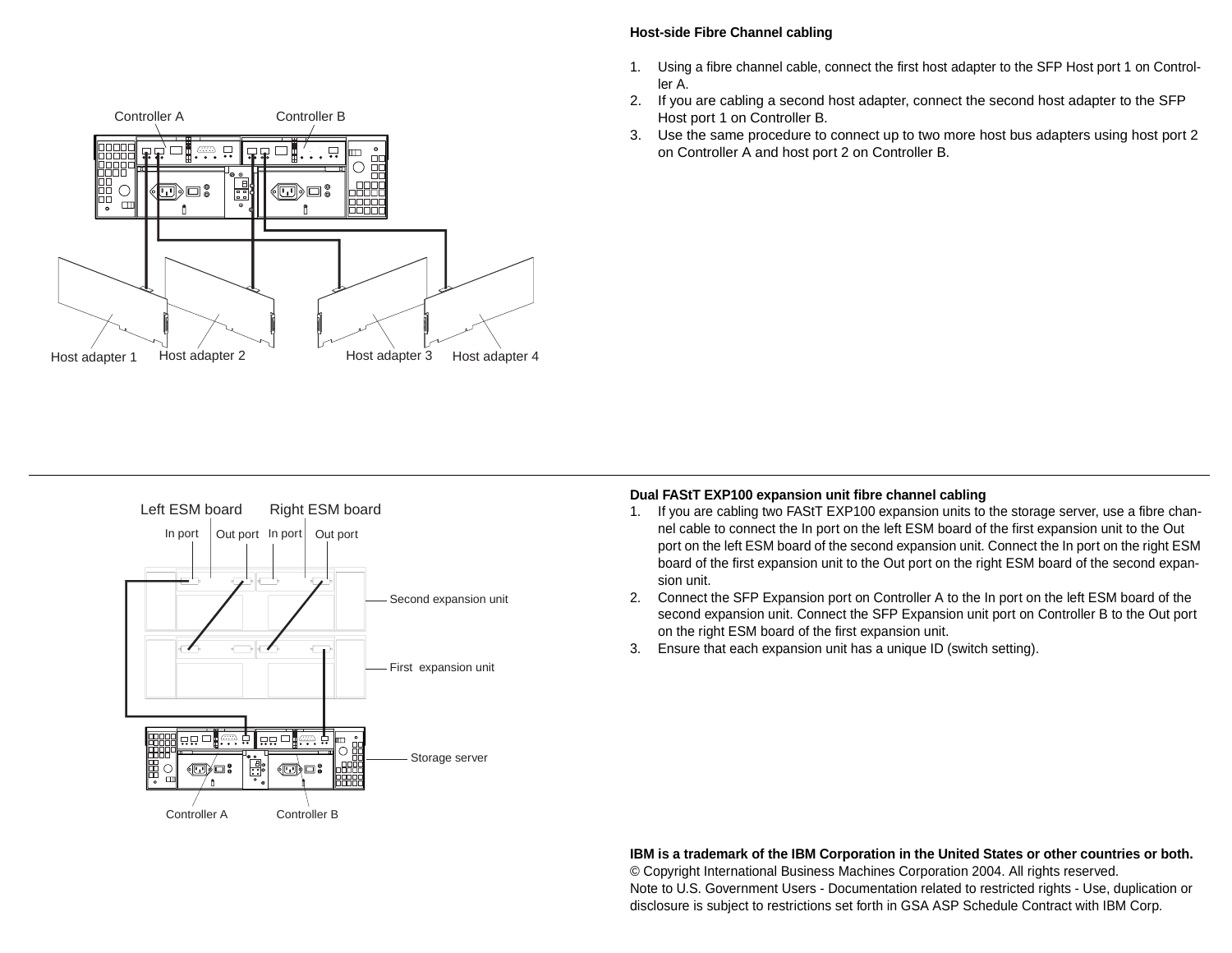Controller A
Controller B
Host adapter 1
Host adapter 2
Host adapter 3
Host adapter 4

**Host-side Fibre Channel cabling**

1. Using a fibre channel cable, connect the first host adapter to the SFP Host port 1 on Controller A.
2. If you are cabling a second host adapter, connect the second host adapter to the SFP Host port 1 on Controller B.
3. Use the same procedure to connect up to two more host bus adapters using host port 2 on Controller A and host port 2 on Controller B.

---

Left ESM board
Right ESM board
In port
Out port
In port
Out port
Second expansion unit
First expansion unit
Storage server
Controller A
Controller B

**Dual FAStT EXP100 expansion unit fibre channel cabling**

1. If you are cabling two FAStT EXP100 expansion units to the storage server, use a fibre channel cable to connect the In port on the left ESM board of the first expansion unit to the Out port on the left ESM board of the second expansion unit. Connect the In port on the right ESM board of the first expansion unit to the Out port on the right ESM board of the second expansion unit.
2. Connect the SFP Expansion port on Controller A to the In port on the left ESM board of the second expansion unit. Connect the SFP Expansion unit port on Controller B to the Out port on the right ESM board of the first expansion unit.
3. Ensure that each expansion unit has a unique ID (switch setting).

**IBM is a trademark of the IBM Corporation in the United States or other countries or both.**
© Copyright International Business Machines Corporation 2004. All rights reserved.
Note to U.S. Government Users - Documentation related to restricted rights - Use, duplication or disclosure is subject to restrictions set forth in GSA ASP Schedule Contract with IBM Corp.